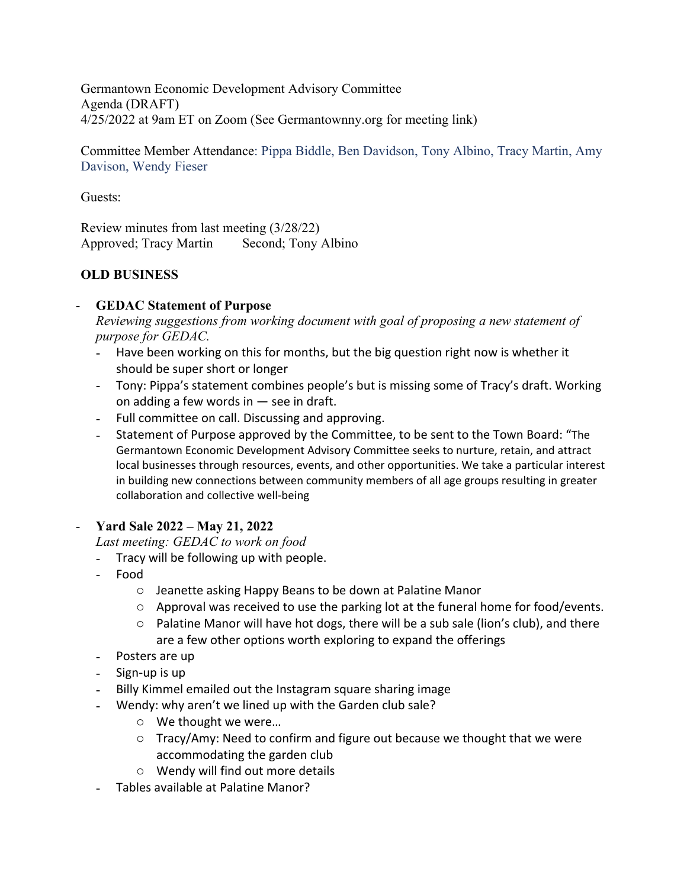Germantown Economic Development Advisory Committee
Agenda (DRAFT)
4/25/2022 at 9am ET on Zoom (See Germantownny.org for meeting link)

Committee Member Attendance: Pippa Biddle, Ben Davidson, Tony Albino, Tracy Martin, Amy Davison, Wendy Fieser

Guests:

Review minutes from last meeting (3/28/22)
Approved; Tracy Martin Second; Tony Albino

**OLD BUSINESS**

- **GEDAC Statement of Purpose**
  *Reviewing suggestions from working document with goal of proposing a new statement of purpose for GEDAC.*
  - Have been working on this for months, but the big question right now is whether it should be super short or longer
  - Tony: Pippa's statement combines people's but is missing some of Tracy's draft. Working on adding a few words in — see in draft.
  - Full committee on call. Discussing and approving.
  - Statement of Purpose approved by the Committee, to be sent to the Town Board: "The Germantown Economic Development Advisory Committee seeks to nurture, retain, and attract local businesses through resources, events, and other opportunities. We take a particular interest in building new connections between community members of all age groups resulting in greater collaboration and collective well-being

- **Yard Sale 2022 – May 21, 2022**
  *Last meeting: GEDAC to work on food*
  - Tracy will be following up with people.
  - Food
    - Jeanette asking Happy Beans to be down at Palatine Manor
    - Approval was received to use the parking lot at the funeral home for food/events.
    - Palatine Manor will have hot dogs, there will be a sub sale (lion's club), and there are a few other options worth exploring to expand the offerings
  - Posters are up
  - Sign-up is up
  - Billy Kimmel emailed out the Instagram square sharing image
  - Wendy: why aren't we lined up with the Garden club sale?
    - We thought we were…
    - Tracy/Amy: Need to confirm and figure out because we thought that we were accommodating the garden club
    - Wendy will find out more details
  - Tables available at Palatine Manor?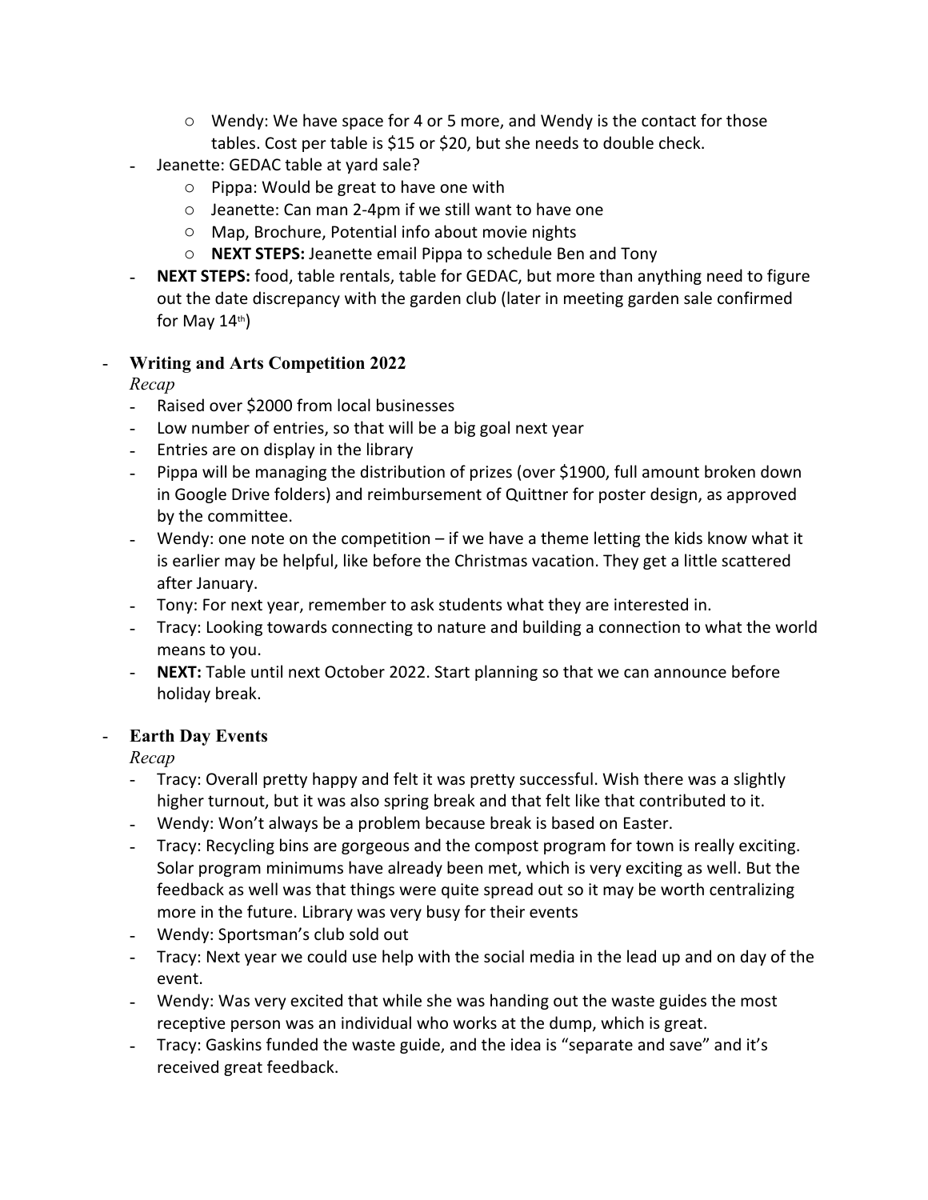- Wendy: We have space for 4 or 5 more, and Wendy is the contact for those tables. Cost per table is $15 or $20, but she needs to double check.
- Jeanette: GEDAC table at yard sale?
  - Pippa: Would be great to have one with
  - Jeanette: Can man 2-4pm if we still want to have one
  - Map, Brochure, Potential info about movie nights
  - **NEXT STEPS:** Jeanette email Pippa to schedule Ben and Tony
- **NEXT STEPS:** food, table rentals, table for GEDAC, but more than anything need to figure out the date discrepancy with the garden club (later in meeting garden sale confirmed for May 14th)

- **Writing and Arts Competition 2022**

  *Recap*
  - Raised over $2000 from local businesses
  - Low number of entries, so that will be a big goal next year
  - Entries are on display in the library
  - Pippa will be managing the distribution of prizes (over $1900, full amount broken down in Google Drive folders) and reimbursement of Quittner for poster design, as approved by the committee.
  - Wendy: one note on the competition – if we have a theme letting the kids know what it is earlier may be helpful, like before the Christmas vacation. They get a little scattered after January.
  - Tony: For next year, remember to ask students what they are interested in.
  - Tracy: Looking towards connecting to nature and building a connection to what the world means to you.
  - **NEXT:** Table until next October 2022. Start planning so that we can announce before holiday break.

- **Earth Day Events**

  *Recap*
  - Tracy: Overall pretty happy and felt it was pretty successful. Wish there was a slightly higher turnout, but it was also spring break and that felt like that contributed to it.
  - Wendy: Won't always be a problem because break is based on Easter.
  - Tracy: Recycling bins are gorgeous and the compost program for town is really exciting. Solar program minimums have already been met, which is very exciting as well. But the feedback as well was that things were quite spread out so it may be worth centralizing more in the future. Library was very busy for their events
  - Wendy: Sportsman's club sold out
  - Tracy: Next year we could use help with the social media in the lead up and on day of the event.
  - Wendy: Was very excited that while she was handing out the waste guides the most receptive person was an individual who works at the dump, which is great.
  - Tracy: Gaskins funded the waste guide, and the idea is "separate and save" and it's received great feedback.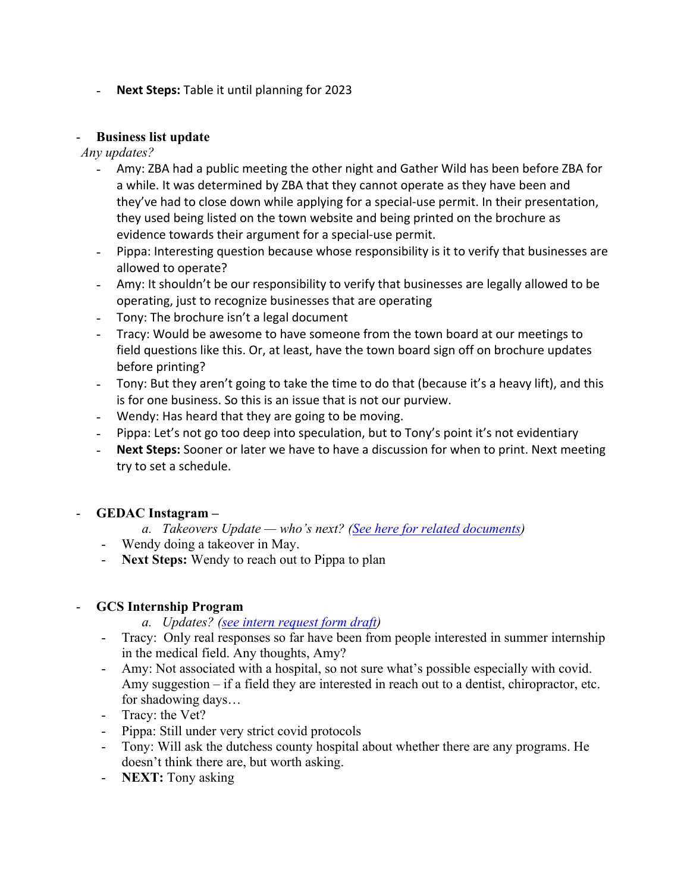- **Next Steps:** Table it until planning for 2023

- **Business list update**

*Any updates?*

  - Amy: ZBA had a public meeting the other night and Gather Wild has been before ZBA for a while. It was determined by ZBA that they cannot operate as they have been and they've had to close down while applying for a special-use permit. In their presentation, they used being listed on the town website and being printed on the brochure as evidence towards their argument for a special-use permit.
  - Pippa: Interesting question because whose responsibility is it to verify that businesses are allowed to operate?
  - Amy: It shouldn't be our responsibility to verify that businesses are legally allowed to be operating, just to recognize businesses that are operating
  - Tony: The brochure isn't a legal document
  - Tracy: Would be awesome to have someone from the town board at our meetings to field questions like this. Or, at least, have the town board sign off on brochure updates before printing?
  - Tony: But they aren't going to take the time to do that (because it's a heavy lift), and this is for one business. So this is an issue that is not our purview.
  - Wendy: Has heard that they are going to be moving.
  - Pippa: Let's not go too deep into speculation, but to Tony's point it's not evidentiary
  - **Next Steps:** Sooner or later we have to have a discussion for when to print. Next meeting try to set a schedule.

- **GEDAC Instagram –**

  a. *Takeovers Update — who's next? (See here for related documents)*

  - Wendy doing a takeover in May.
  - **Next Steps:** Wendy to reach out to Pippa to plan

- **GCS Internship Program**

  a. *Updates? (see intern request form draft)*

  - Tracy: Only real responses so far have been from people interested in summer internship in the medical field. Any thoughts, Amy?
  - Amy: Not associated with a hospital, so not sure what's possible especially with covid. Amy suggestion – if a field they are interested in reach out to a dentist, chiropractor, etc. for shadowing days…
  - Tracy: the Vet?
  - Pippa: Still under very strict covid protocols
  - Tony: Will ask the dutchess county hospital about whether there are any programs. He doesn't think there are, but worth asking.
  - **NEXT:** Tony asking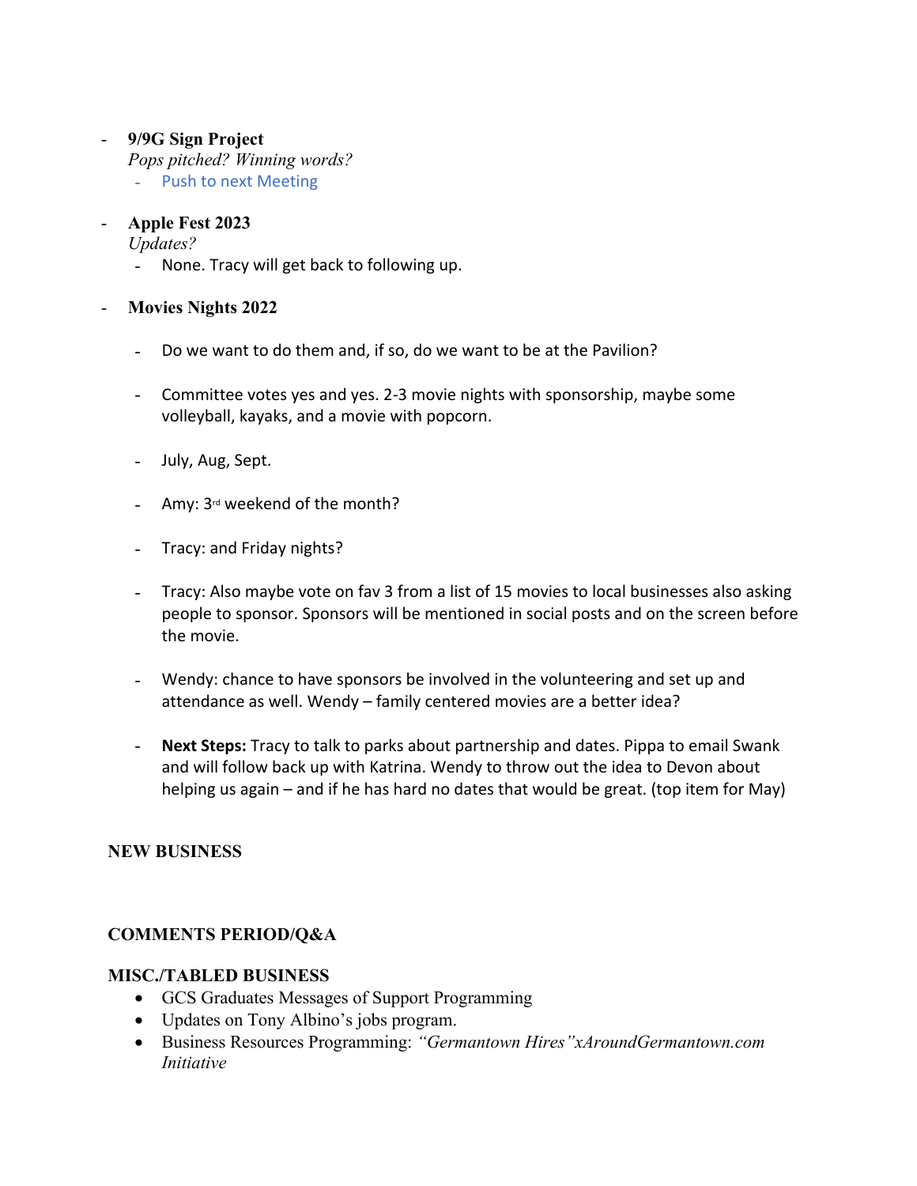- **9/9G Sign Project**
  *Pops pitched? Winning words?*
  - Push to next Meeting

- **Apple Fest 2023**
  *Updates?*
  - None. Tracy will get back to following up.

- **Movies Nights 2022**

  - Do we want to do them and, if so, do we want to be at the Pavilion?

  - Committee votes yes and yes. 2-3 movie nights with sponsorship, maybe some volleyball, kayaks, and a movie with popcorn.

  - July, Aug, Sept.

  - Amy: 3rd weekend of the month?

  - Tracy: and Friday nights?

  - Tracy: Also maybe vote on fav 3 from a list of 15 movies to local businesses also asking people to sponsor. Sponsors will be mentioned in social posts and on the screen before the movie.

  - Wendy: chance to have sponsors be involved in the volunteering and set up and attendance as well. Wendy – family centered movies are a better idea?

  - **Next Steps:** Tracy to talk to parks about partnership and dates. Pippa to email Swank and will follow back up with Katrina. Wendy to throw out the idea to Devon about helping us again – and if he has hard no dates that would be great. (top item for May)

**NEW BUSINESS**

**COMMENTS PERIOD/Q&A**

**MISC./TABLED BUSINESS**

- GCS Graduates Messages of Support Programming
- Updates on Tony Albino's jobs program.
- Business Resources Programming: *"Germantown Hires"xAroundGermantown.com Initiative*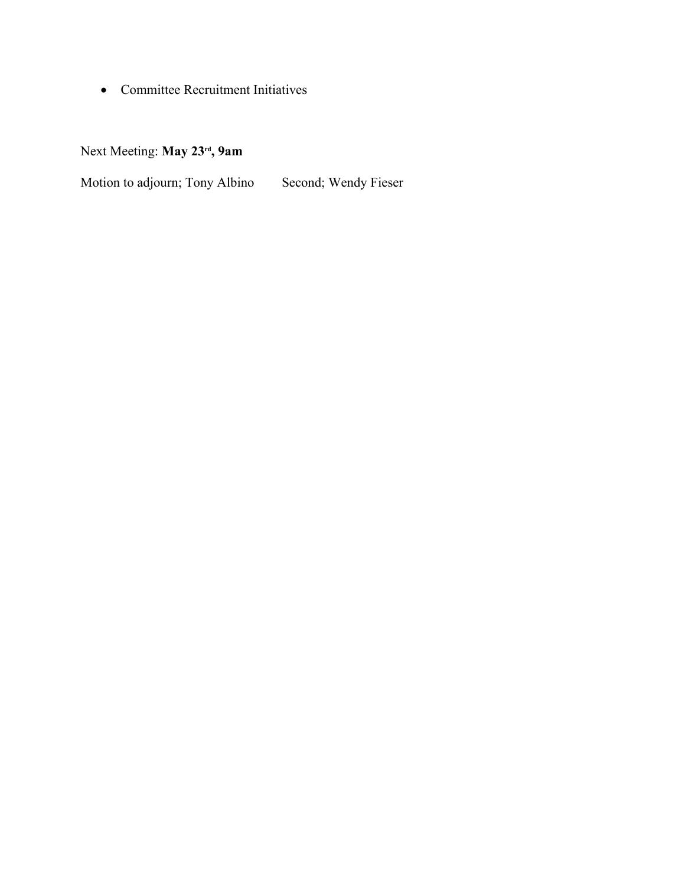- Committee Recruitment Initiatives

Next Meeting: **May 23rd, 9am**

Motion to adjourn; Tony Albino Second; Wendy Fieser